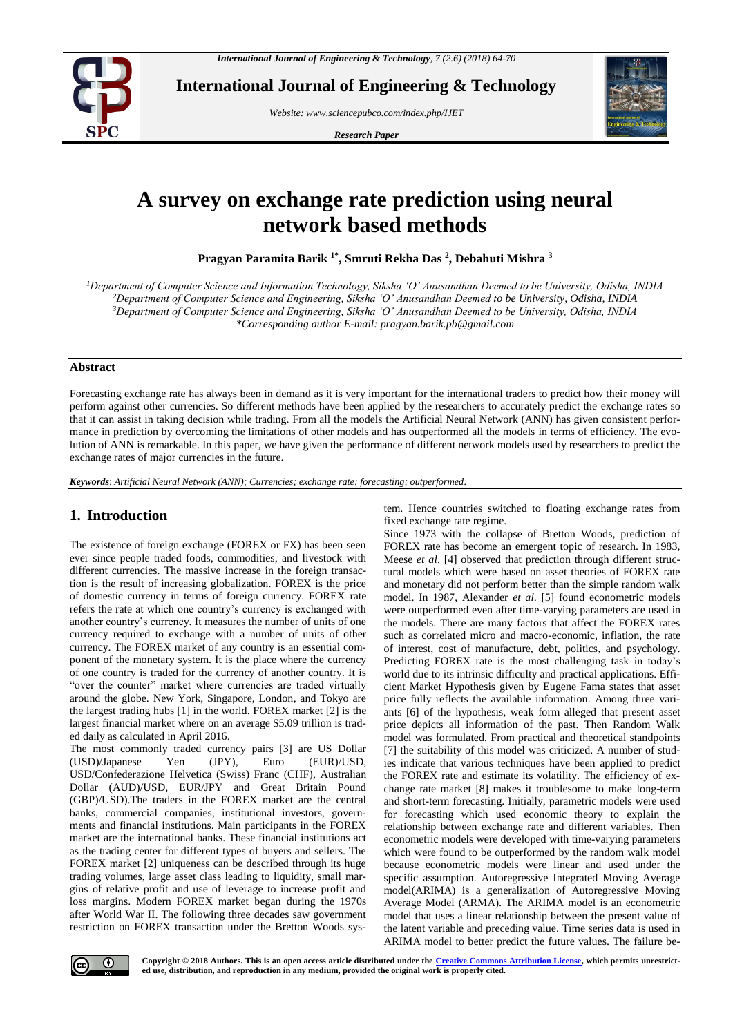# A survey on exchange rate prediction using neural network based methods

**Pragyan Paramita Barik [1*], Smruti Rekha Das [2], Debahuti Mishra [3]**

*[1]Department of Computer Science and Information Technology, Siksha 'O' Anusandhan Deemed to be University, Odisha, INDIA*
*[2]Department of Computer Science and Engineering, Siksha 'O' Anusandhan Deemed to be University, Odisha, INDIA*
*[3]Department of Computer Science and Engineering, Siksha 'O' Anusandhan Deemed to be University, Odisha, INDIA*
*\*Corresponding author E-mail: pragyan.barik.pb@gmail.com*

## Abstract

Forecasting exchange rate has always been in demand as it is very important for the international traders to predict how their money will perform against other currencies. So different methods have been applied by the researchers to accurately predict the exchange rates so that it can assist in taking decision while trading. From all the models the Artificial Neural Network (ANN) has given consistent performance in prediction by overcoming the limitations of other models and has outperformed all the models in terms of efficiency. The evolution of ANN is remarkable. In this paper, we have given the performance of different network models used by researchers to predict the exchange rates of major currencies in the future.

***Keywords***: *Artificial Neural Network (ANN); Currencies; exchange rate; forecasting; outperformed.*

## 1. Introduction

The existence of foreign exchange (FOREX or FX) has been seen ever since people traded foods, commodities, and livestock with different currencies. The massive increase in the foreign transaction is the result of increasing globalization. FOREX is the price of domestic currency in terms of foreign currency. FOREX rate refers the rate at which one country's currency is exchanged with another country's currency. It measures the number of units of one currency required to exchange with a number of units of other currency. The FOREX market of any country is an essential component of the monetary system. It is the place where the currency of one country is traded for the currency of another country. It is "over the counter" market where currencies are traded virtually around the globe. New York, Singapore, London, and Tokyo are the largest trading hubs [1] in the world. FOREX market [2] is the largest financial market where on an average $5.09 trillion is traded daily as calculated in April 2016.

The most commonly traded currency pairs [3] are US Dollar (USD)/Japanese Yen (JPY), Euro (EUR)/USD, USD/Confederazione Helvetica (Swiss) Franc (CHF), Australian Dollar (AUD)/USD, EUR/JPY and Great Britain Pound (GBP)/USD).The traders in the FOREX market are the central banks, commercial companies, institutional investors, governments and financial institutions. Main participants in the FOREX market are the international banks. These financial institutions act as the trading center for different types of buyers and sellers. The FOREX market [2] uniqueness can be described through its huge trading volumes, large asset class leading to liquidity, small margins of relative profit and use of leverage to increase profit and loss margins. Modern FOREX market began during the 1970s after World War II. The following three decades saw government restriction on FOREX transaction under the Bretton Woods system. Hence countries switched to floating exchange rates from fixed exchange rate regime.

Since 1973 with the collapse of Bretton Woods, prediction of FOREX rate has become an emergent topic of research. In 1983, Meese *et al*. [4] observed that prediction through different structural models which were based on asset theories of FOREX rate and monetary did not perform better than the simple random walk model. In 1987, Alexander *et al.* [5] found econometric models were outperformed even after time-varying parameters are used in the models. There are many factors that affect the FOREX rates such as correlated micro and macro-economic, inflation, the rate of interest, cost of manufacture, debt, politics, and psychology. Predicting FOREX rate is the most challenging task in today's world due to its intrinsic difficulty and practical applications. Efficient Market Hypothesis given by Eugene Fama states that asset price fully reflects the available information. Among three variants [6] of the hypothesis, weak form alleged that present asset price depicts all information of the past. Then Random Walk model was formulated. From practical and theoretical standpoints [7] the suitability of this model was criticized. A number of studies indicate that various techniques have been applied to predict the FOREX rate and estimate its volatility. The efficiency of exchange rate market [8] makes it troublesome to make long-term and short-term forecasting. Initially, parametric models were used for forecasting which used economic theory to explain the relationship between exchange rate and different variables. Then econometric models were developed with time-varying parameters which were found to be outperformed by the random walk model because econometric models were linear and used under the specific assumption. Autoregressive Integrated Moving Average model(ARIMA) is a generalization of Autoregressive Moving Average Model (ARMA). The ARIMA model is an econometric model that uses a linear relationship between the present value of the latent variable and preceding value. Time series data is used in ARIMA model to better predict the future values. The failure be-

**Copyright © 2018 Authors. This is an open access article distributed under the Creative Commons Attribution License, which permits unrestricted use, distribution, and reproduction in any medium, provided the original work is properly cited.**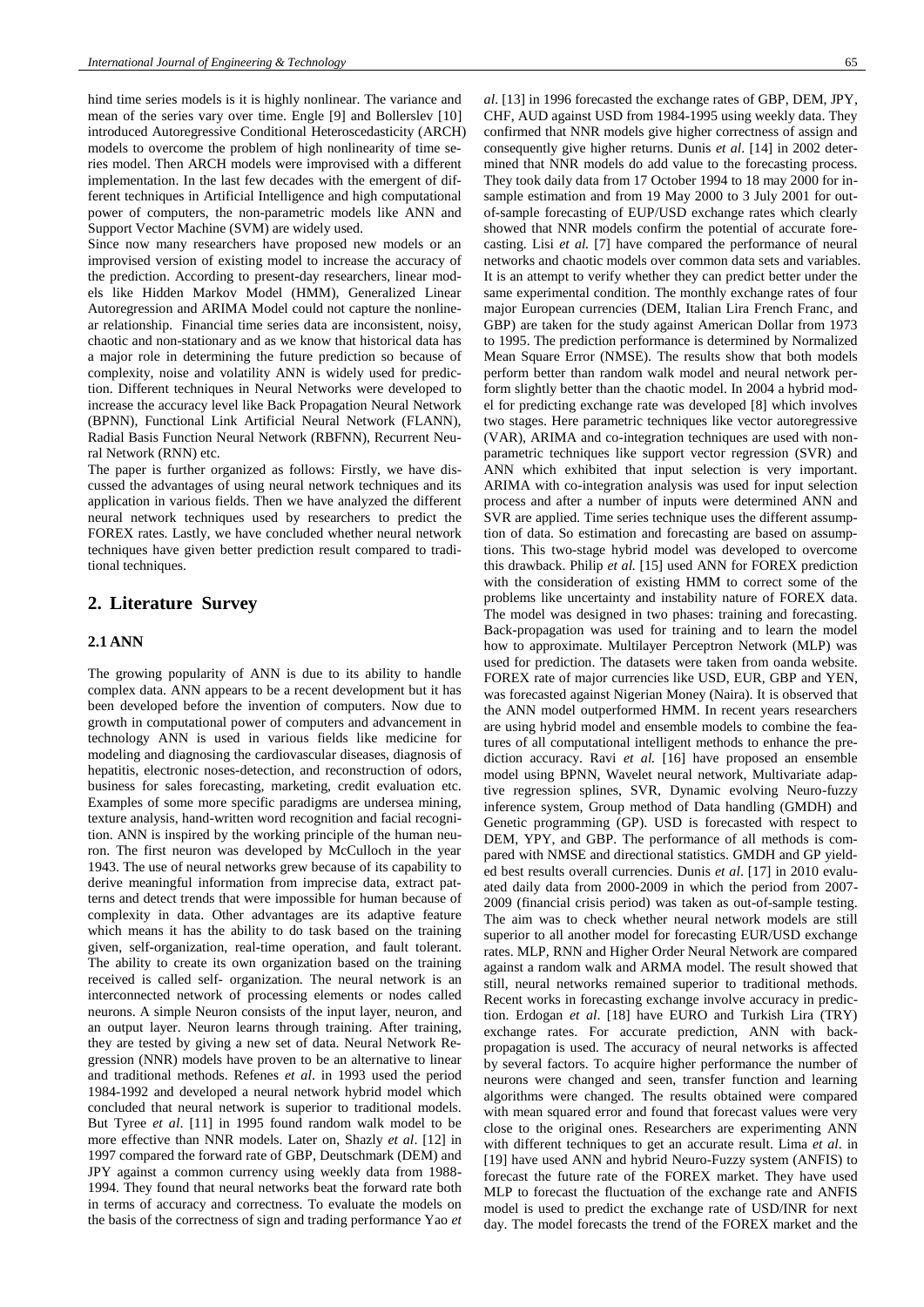hind time series models is it is highly nonlinear. The variance and mean of the series vary over time. Engle [9] and Bollerslev [10] introduced Autoregressive Conditional Heteroscedasticity (ARCH) models to overcome the problem of high nonlinearity of time series model. Then ARCH models were improvised with a different implementation. In the last few decades with the emergent of different techniques in Artificial Intelligence and high computational power of computers, the non-parametric models like ANN and Support Vector Machine (SVM) are widely used.

Since now many researchers have proposed new models or an improvised version of existing model to increase the accuracy of the prediction. According to present-day researchers, linear models like Hidden Markov Model (HMM), Generalized Linear Autoregression and ARIMA Model could not capture the nonlinear relationship. Financial time series data are inconsistent, noisy, chaotic and non-stationary and as we know that historical data has a major role in determining the future prediction so because of complexity, noise and volatility ANN is widely used for prediction. Different techniques in Neural Networks were developed to increase the accuracy level like Back Propagation Neural Network (BPNN), Functional Link Artificial Neural Network (FLANN), Radial Basis Function Neural Network (RBFNN), Recurrent Neural Network (RNN) etc.

The paper is further organized as follows: Firstly, we have discussed the advantages of using neural network techniques and its application in various fields. Then we have analyzed the different neural network techniques used by researchers to predict the FOREX rates. Lastly, we have concluded whether neural network techniques have given better prediction result compared to traditional techniques.

## 2. Literature Survey

### 2.1 ANN

The growing popularity of ANN is due to its ability to handle complex data. ANN appears to be a recent development but it has been developed before the invention of computers. Now due to growth in computational power of computers and advancement in technology ANN is used in various fields like medicine for modeling and diagnosing the cardiovascular diseases, diagnosis of hepatitis, electronic noses-detection, and reconstruction of odors, business for sales forecasting, marketing, credit evaluation etc. Examples of some more specific paradigms are undersea mining, texture analysis, hand-written word recognition and facial recognition. ANN is inspired by the working principle of the human neuron. The first neuron was developed by McCulloch in the year 1943. The use of neural networks grew because of its capability to derive meaningful information from imprecise data, extract patterns and detect trends that were impossible for human because of complexity in data. Other advantages are its adaptive feature which means it has the ability to do task based on the training given, self-organization, real-time operation, and fault tolerant. The ability to create its own organization based on the training received is called self- organization. The neural network is an interconnected network of processing elements or nodes called neurons. A simple Neuron consists of the input layer, neuron, and an output layer. Neuron learns through training. After training, they are tested by giving a new set of data. Neural Network Regression (NNR) models have proven to be an alternative to linear and traditional methods. Refenes *et al*. in 1993 used the period 1984-1992 and developed a neural network hybrid model which concluded that neural network is superior to traditional models. But Tyree *et al*. [11] in 1995 found random walk model to be more effective than NNR models. Later on, Shazly *et al*. [12] in 1997 compared the forward rate of GBP, Deutschmark (DEM) and JPY against a common currency using weekly data from 1988-1994. They found that neural networks beat the forward rate both in terms of accuracy and correctness. To evaluate the models on the basis of the correctness of sign and trading performance Yao *et al*. [13] in 1996 forecasted the exchange rates of GBP, DEM, JPY, CHF, AUD against USD from 1984-1995 using weekly data. They confirmed that NNR models give higher correctness of assign and consequently give higher returns. Dunis *et al*. [14] in 2002 determined that NNR models do add value to the forecasting process. They took daily data from 17 October 1994 to 18 may 2000 for in-sample estimation and from 19 May 2000 to 3 July 2001 for out-of-sample forecasting of EUP/USD exchange rates which clearly showed that NNR models confirm the potential of accurate forecasting. Lisi *et al.* [7] have compared the performance of neural networks and chaotic models over common data sets and variables. It is an attempt to verify whether they can predict better under the same experimental condition. The monthly exchange rates of four major European currencies (DEM, Italian Lira French Franc, and GBP) are taken for the study against American Dollar from 1973 to 1995. The prediction performance is determined by Normalized Mean Square Error (NMSE). The results show that both models perform better than random walk model and neural network perform slightly better than the chaotic model. In 2004 a hybrid model for predicting exchange rate was developed [8] which involves two stages. Here parametric techniques like vector autoregressive (VAR), ARIMA and co-integration techniques are used with nonparametric techniques like support vector regression (SVR) and ANN which exhibited that input selection is very important. ARIMA with co-integration analysis was used for input selection process and after a number of inputs were determined ANN and SVR are applied. Time series technique uses the different assumption of data. So estimation and forecasting are based on assumptions. This two-stage hybrid model was developed to overcome this drawback. Philip *et al.* [15] used ANN for FOREX prediction with the consideration of existing HMM to correct some of the problems like uncertainty and instability nature of FOREX data. The model was designed in two phases: training and forecasting. Back-propagation was used for training and to learn the model how to approximate. Multilayer Perceptron Network (MLP) was used for prediction. The datasets were taken from oanda website. FOREX rate of major currencies like USD, EUR, GBP and YEN, was forecasted against Nigerian Money (Naira). It is observed that the ANN model outperformed HMM. In recent years researchers are using hybrid model and ensemble models to combine the features of all computational intelligent methods to enhance the prediction accuracy. Ravi *et al.* [16] have proposed an ensemble model using BPNN, Wavelet neural network, Multivariate adaptive regression splines, SVR, Dynamic evolving Neuro-fuzzy inference system, Group method of Data handling (GMDH) and Genetic programming (GP). USD is forecasted with respect to DEM, YPY, and GBP. The performance of all methods is compared with NMSE and directional statistics. GMDH and GP yielded best results overall currencies. Dunis *et al*. [17] in 2010 evaluated daily data from 2000-2009 in which the period from 2007-2009 (financial crisis period) was taken as out-of-sample testing. The aim was to check whether neural network models are still superior to all another model for forecasting EUR/USD exchange rates. MLP, RNN and Higher Order Neural Network are compared against a random walk and ARMA model. The result showed that still, neural networks remained superior to traditional methods. Recent works in forecasting exchange involve accuracy in prediction. Erdogan *et al*. [18] have EURO and Turkish Lira (TRY) exchange rates. For accurate prediction, ANN with back-propagation is used. The accuracy of neural networks is affected by several factors. To acquire higher performance the number of neurons were changed and seen, transfer function and learning algorithms were changed. The results obtained were compared with mean squared error and found that forecast values were very close to the original ones. Researchers are experimenting ANN with different techniques to get an accurate result. Lima *et al*. in [19] have used ANN and hybrid Neuro-Fuzzy system (ANFIS) to forecast the future rate of the FOREX market. They have used MLP to forecast the fluctuation of the exchange rate and ANFIS model is used to predict the exchange rate of USD/INR for next day. The model forecasts the trend of the FOREX market and the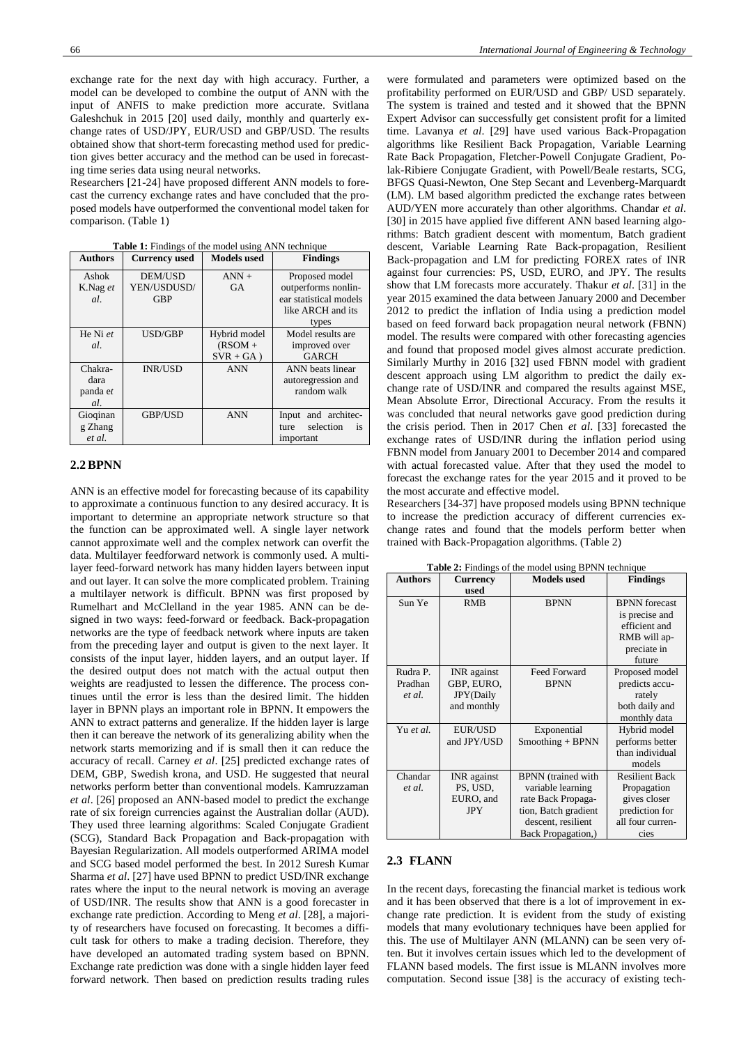exchange rate for the next day with high accuracy. Further, a model can be developed to combine the output of ANN with the input of ANFIS to make prediction more accurate. Svitlana Galeshchuk in 2015 [20] used daily, monthly and quarterly exchange rates of USD/JPY, EUR/USD and GBP/USD. The results obtained show that short-term forecasting method used for prediction gives better accuracy and the method can be used in forecasting time series data using neural networks.

Researchers [21-24] have proposed different ANN models to forecast the currency exchange rates and have concluded that the proposed models have outperformed the conventional model taken for comparison. (Table 1)

**Table 1:** Findings of the model using ANN technique

| Authors | Currency used | Models used | Findings |
|---|---|---|---|
| Ashok K.Nag *et al.* | DEM/USD YEN/USDUSD/ GBP | ANN + GA | Proposed model outperforms nonlinear statistical models like ARCH and its types |
| He Ni *et al.* | USD/GBP | Hybrid model (RSOM + SVR + GA ) | Model results are improved over GARCH |
| Chakradara panda *et al.* | INR/USD | ANN | ANN beats linear autoregression and random walk |
| Gioqinan g Zhang *et al.* | GBP/USD | ANN | Input and architecture selection is important |

## 2.2 BPNN

ANN is an effective model for forecasting because of its capability to approximate a continuous function to any desired accuracy. It is important to determine an appropriate network structure so that the function can be approximated well. A single layer network cannot approximate well and the complex network can overfit the data. Multilayer feedforward network is commonly used. A multilayer feed-forward network has many hidden layers between input and out layer. It can solve the more complicated problem. Training a multilayer network is difficult. BPNN was first proposed by Rumelhart and McClelland in the year 1985. ANN can be designed in two ways: feed-forward or feedback. Back-propagation networks are the type of feedback network where inputs are taken from the preceding layer and output is given to the next layer. It consists of the input layer, hidden layers, and an output layer. If the desired output does not match with the actual output then weights are readjusted to lessen the difference. The process continues until the error is less than the desired limit. The hidden layer in BPNN plays an important role in BPNN. It empowers the ANN to extract patterns and generalize. If the hidden layer is large then it can bereave the network of its generalizing ability when the network starts memorizing and if is small then it can reduce the accuracy of recall. Carney *et al*. [25] predicted exchange rates of DEM, GBP, Swedish krona, and USD. He suggested that neural networks perform better than conventional models. Kamruzzaman *et al*. [26] proposed an ANN-based model to predict the exchange rate of six foreign currencies against the Australian dollar (AUD). They used three learning algorithms: Scaled Conjugate Gradient (SCG), Standard Back Propagation and Back-propagation with Bayesian Regularization. All models outperformed ARIMA model and SCG based model performed the best. In 2012 Suresh Kumar Sharma *et al*. [27] have used BPNN to predict USD/INR exchange rates where the input to the neural network is moving an average of USD/INR. The results show that ANN is a good forecaster in exchange rate prediction. According to Meng *et al*. [28], a majority of researchers have focused on forecasting. It becomes a difficult task for others to make a trading decision. Therefore, they have developed an automated trading system based on BPNN. Exchange rate prediction was done with a single hidden layer feed forward network. Then based on prediction results trading rules were formulated and parameters were optimized based on the profitability performed on EUR/USD and GBP/ USD separately. The system is trained and tested and it showed that the BPNN Expert Advisor can successfully get consistent profit for a limited time. Lavanya *et al*. [29] have used various Back-Propagation algorithms like Resilient Back Propagation, Variable Learning Rate Back Propagation, Fletcher-Powell Conjugate Gradient, Polak-Ribiere Conjugate Gradient, with Powell/Beale restarts, SCG, BFGS Quasi-Newton, One Step Secant and Levenberg-Marquardt (LM). LM based algorithm predicted the exchange rates between AUD/YEN more accurately than other algorithms. Chandar *et al*. [30] in 2015 have applied five different ANN based learning algorithms: Batch gradient descent with momentum, Batch gradient descent, Variable Learning Rate Back-propagation, Resilient Back-propagation and LM for predicting FOREX rates of INR against four currencies: PS, USD, EURO, and JPY. The results show that LM forecasts more accurately. Thakur *et al*. [31] in the year 2015 examined the data between January 2000 and December 2012 to predict the inflation of India using a prediction model based on feed forward back propagation neural network (FBNN) model. The results were compared with other forecasting agencies and found that proposed model gives almost accurate prediction. Similarly Murthy in 2016 [32] used FBNN model with gradient descent approach using LM algorithm to predict the daily exchange rate of USD/INR and compared the results against MSE, Mean Absolute Error, Directional Accuracy. From the results it was concluded that neural networks gave good prediction during the crisis period. Then in 2017 Chen *et al*. [33] forecasted the exchange rates of USD/INR during the inflation period using FBNN model from January 2001 to December 2014 and compared with actual forecasted value. After that they used the model to forecast the exchange rates for the year 2015 and it proved to be the most accurate and effective model.

Researchers [34-37] have proposed models using BPNN technique to increase the prediction accuracy of different currencies exchange rates and found that the models perform better when trained with Back-Propagation algorithms. (Table 2)

**Table 2:** Findings of the model using BPNN technique

| Authors | Currency used | Models used | Findings |
|---|---|---|---|
| Sun Ye | RMB | BPNN | BPNN forecast is precise and efficient and RMB will appreciate in future |
| Rudra P. Pradhan *et al.* | INR against GBP, EURO, JPY(Daily and monthly | Feed Forward BPNN | Proposed model predicts accurately both daily and monthly data |
| Yu *et al.* | EUR/USD and JPY/USD | Exponential Smoothing + BPNN | Hybrid model performs better than individual models |
| Chandar *et al.* | INR against PS, USD, EURO, and JPY | BPNN (trained with variable learning rate Back Propagation, Batch gradient descent, resilient Back Propagation,) | Resilient Back Propagation gives closer prediction for all four currencies |

## 2.3 FLANN

In the recent days, forecasting the financial market is tedious work and it has been observed that there is a lot of improvement in exchange rate prediction. It is evident from the study of existing models that many evolutionary techniques have been applied for this. The use of Multilayer ANN (MLANN) can be seen very often. But it involves certain issues which led to the development of FLANN based models. The first issue is MLANN involves more computation. Second issue [38] is the accuracy of existing tech-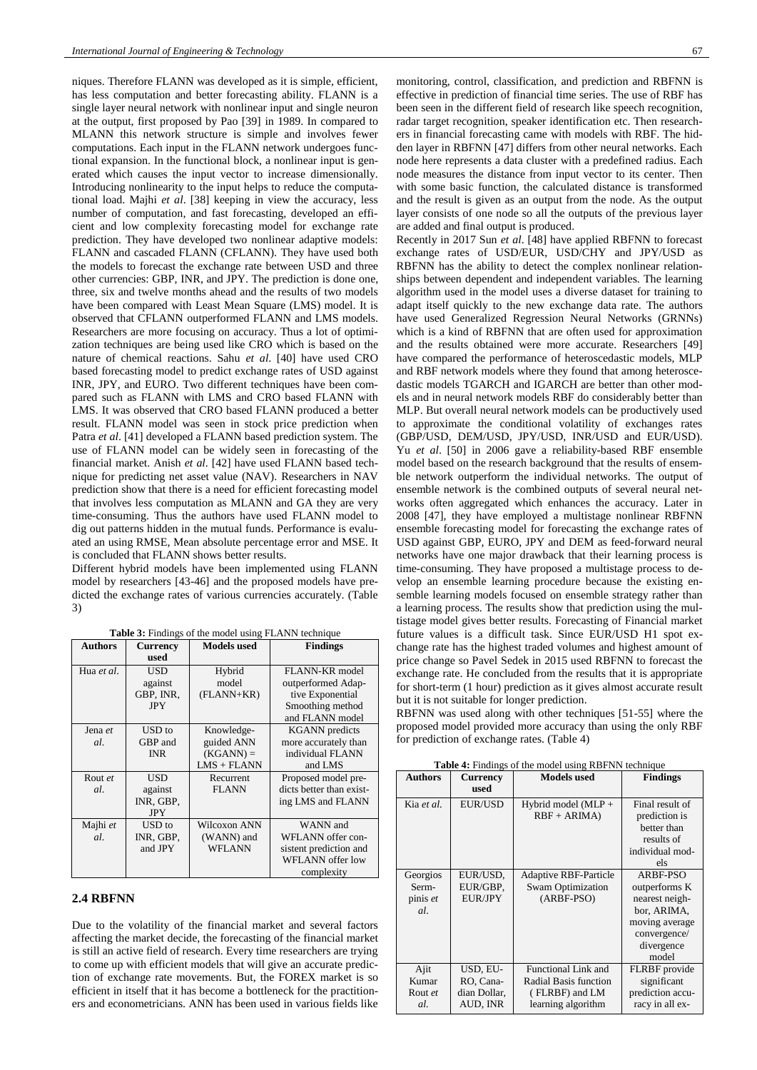niques. Therefore FLANN was developed as it is simple, efficient, has less computation and better forecasting ability. FLANN is a single layer neural network with nonlinear input and single neuron at the output, first proposed by Pao [39] in 1989. In compared to MLANN this network structure is simple and involves fewer computations. Each input in the FLANN network undergoes functional expansion. In the functional block, a nonlinear input is generated which causes the input vector to increase dimensionally. Introducing nonlinearity to the input helps to reduce the computational load. Majhi *et al*. [38] keeping in view the accuracy, less number of computation, and fast forecasting, developed an efficient and low complexity forecasting model for exchange rate prediction. They have developed two nonlinear adaptive models: FLANN and cascaded FLANN (CFLANN). They have used both the models to forecast the exchange rate between USD and three other currencies: GBP, INR, and JPY. The prediction is done one, three, six and twelve months ahead and the results of two models have been compared with Least Mean Square (LMS) model. It is observed that CFLANN outperformed FLANN and LMS models. Researchers are more focusing on accuracy. Thus a lot of optimization techniques are being used like CRO which is based on the nature of chemical reactions. Sahu *et al*. [40] have used CRO based forecasting model to predict exchange rates of USD against INR, JPY, and EURO. Two different techniques have been compared such as FLANN with LMS and CRO based FLANN with LMS. It was observed that CRO based FLANN produced a better result. FLANN model was seen in stock price prediction when Patra *et al*. [41] developed a FLANN based prediction system. The use of FLANN model can be widely seen in forecasting of the financial market. Anish *et al*. [42] have used FLANN based technique for predicting net asset value (NAV). Researchers in NAV prediction show that there is a need for efficient forecasting model that involves less computation as MLANN and GA they are very time-consuming. Thus the authors have used FLANN model to dig out patterns hidden in the mutual funds. Performance is evaluated an using RMSE, Mean absolute percentage error and MSE. It is concluded that FLANN shows better results.

Different hybrid models have been implemented using FLANN model by researchers [43-46] and the proposed models have predicted the exchange rates of various currencies accurately. (Table 3)

**Table 3:** Findings of the model using FLANN technique

| Authors | Currency used | Models used | Findings |
|---|---|---|---|
| Hua *et al.* | USD against GBP, INR, JPY | Hybrid model (FLANN+KR) | FLANN-KR model outperformed Adaptive Exponential Smoothing method and FLANN model |
| Jena *et al.* | USD to GBP and INR | Knowledge-guided ANN (KGANN) = LMS + FLANN | KGANN predicts more accurately than individual FLANN and LMS |
| Rout *et al.* | USD against INR, GBP, JPY | Recurrent FLANN | Proposed model predicts better than existing LMS and FLANN |
| Majhi *et al.* | USD to INR, GBP, and JPY | Wilcoxon ANN (WANN) and WFLANN | WANN and WFLANN offer consistent prediction and WFLANN offer low complexity |

## 2.4 RBFNN

Due to the volatility of the financial market and several factors affecting the market decide, the forecasting of the financial market is still an active field of research. Every time researchers are trying to come up with efficient models that will give an accurate prediction of exchange rate movements. But, the FOREX market is so efficient in itself that it has become a bottleneck for the practitioners and econometricians. ANN has been used in various fields like monitoring, control, classification, and prediction and RBFNN is effective in prediction of financial time series. The use of RBF has been seen in the different field of research like speech recognition, radar target recognition, speaker identification etc. Then researchers in financial forecasting came with models with RBF. The hidden layer in RBFNN [47] differs from other neural networks. Each node here represents a data cluster with a predefined radius. Each node measures the distance from input vector to its center. Then with some basic function, the calculated distance is transformed and the result is given as an output from the node. As the output layer consists of one node so all the outputs of the previous layer are added and final output is produced.

Recently in 2017 Sun *et al*. [48] have applied RBFNN to forecast exchange rates of USD/EUR, USD/CHY and JPY/USD as RBFNN has the ability to detect the complex nonlinear relationships between dependent and independent variables. The learning algorithm used in the model uses a diverse dataset for training to adapt itself quickly to the new exchange data rate. The authors have used Generalized Regression Neural Networks (GRNNs) which is a kind of RBFNN that are often used for approximation and the results obtained were more accurate. Researchers [49] have compared the performance of heteroscedastic models, MLP and RBF network models where they found that among heteroscedastic models TGARCH and IGARCH are better than other models and in neural network models RBF do considerably better than MLP. But overall neural network models can be productively used to approximate the conditional volatility of exchanges rates (GBP/USD, DEM/USD, JPY/USD, INR/USD and EUR/USD). Yu *et al*. [50] in 2006 gave a reliability-based RBF ensemble model based on the research background that the results of ensemble network outperform the individual networks. The output of ensemble network is the combined outputs of several neural networks often aggregated which enhances the accuracy. Later in 2008 [47], they have employed a multistage nonlinear RBFNN ensemble forecasting model for forecasting the exchange rates of USD against GBP, EURO, JPY and DEM as feed-forward neural networks have one major drawback that their learning process is time-consuming. They have proposed a multistage process to develop an ensemble learning procedure because the existing ensemble learning models focused on ensemble strategy rather than a learning process. The results show that prediction using the multistage model gives better results. Forecasting of Financial market future values is a difficult task. Since EUR/USD H1 spot exchange rate has the highest traded volumes and highest amount of price change so Pavel Sedek in 2015 used RBFNN to forecast the exchange rate. He concluded from the results that it is appropriate for short-term (1 hour) prediction as it gives almost accurate result but it is not suitable for longer prediction.

RBFNN was used along with other techniques [51-55] where the proposed model provided more accuracy than using the only RBF for prediction of exchange rates. (Table 4)

**Table 4:** Findings of the model using RBFNN technique

| Authors | Currency used | Models used | Findings |
|---|---|---|---|
| Kia *et al.* | EUR/USD | Hybrid model (MLP + RBF + ARIMA) | Final result of prediction is better than results of individual models |
| Georgios Sermpinis *et al.* | EUR/USD, EUR/GBP, EUR/JPY | Adaptive RBF-Particle Swam Optimization (ARBF-PSO) | ARBF-PSO outperforms K nearest neighbor, ARIMA, moving average convergence/ divergence model |
| Ajit Kumar Rout *et al.* | USD, EURO, Canadian Dollar, AUD, INR | Functional Link and Radial Basis function ( FLRBF) and LM learning algorithm | FLRBF provide significant prediction accuracy in all ex- |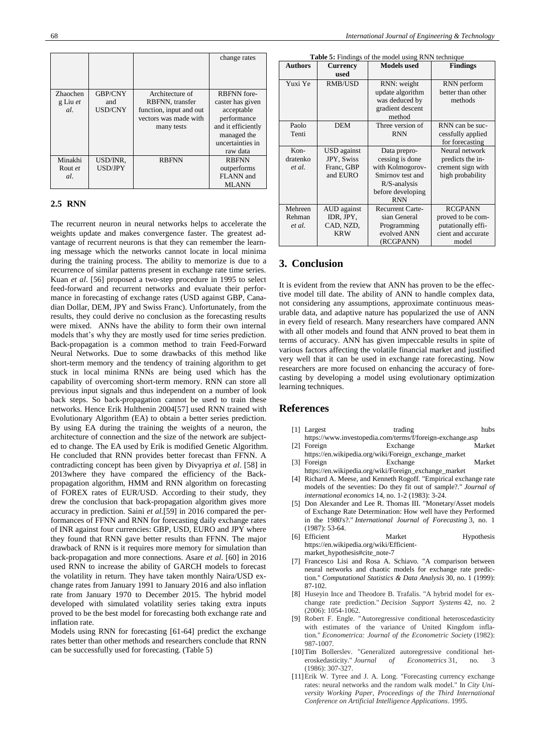| | | | change rates |
|---|---|---|---|
| Zhaochen g Liu *et al.* | GBP/CNY and USD/CNY | Architecture of RBFNN, transfer function, input and out vectors was made with many tests | RBFNN forecaster has given acceptable performance and it efficiently managed the uncertainties in raw data |
| Minakhi Rout *et al.* | USD/INR, USD/JPY | RBFNN | RBFNN outperforms FLANN and MLANN |

## 2.5 RNN

The recurrent neuron in neural networks helps to accelerate the weights update and makes convergence faster. The greatest advantage of recurrent neurons is that they can remember the learning message which the networks cannot locate in local minima during the training process. The ability to memorize is due to a recurrence of similar patterns present in exchange rate time series. Kuan *et al*. [56] proposed a two-step procedure in 1995 to select feed-forward and recurrent networks and evaluate their performance in forecasting of exchange rates (USD against GBP, Canadian Dollar, DEM, JPY and Swiss Franc). Unfortunately, from the results, they could derive no conclusion as the forecasting results were mixed. ANNs have the ability to form their own internal models that's why they are mostly used for time series prediction. Back-propagation is a common method to train Feed-Forward Neural Networks. Due to some drawbacks of this method like short-term memory and the tendency of training algorithm to get stuck in local minima RNNs are being used which has the capability of overcoming short-term memory. RNN can store all previous input signals and thus independent on a number of look back steps. So back-propagation cannot be used to train these networks. Hence Erik Hulthenin 2004[57] used RNN trained with Evolutionary Algorithm (EA) to obtain a better series prediction. By using EA during the training the weights of a neuron, the architecture of connection and the size of the network are subjected to change. The EA used by Erik is modified Genetic Algorithm. He concluded that RNN provides better forecast than FFNN. A contradicting concept has been given by Divyapriya *et al*. [58] in 2013where they have compared the efficiency of the Back-propagation algorithm, HMM and RNN algorithm on forecasting of FOREX rates of EUR/USD. According to their study, they drew the conclusion that back-propagation algorithm gives more accuracy in prediction. Saini *et al*.[59] in 2016 compared the performances of FFNN and RNN for forecasting daily exchange rates of INR against four currencies: GBP, USD, EURO and JPY where they found that RNN gave better results than FFNN. The major drawback of RNN is it requires more memory for simulation than back-propagation and more connections. Asare *et al*. [60] in 2016 used RNN to increase the ability of GARCH models to forecast the volatility in return. They have taken monthly Naira/USD exchange rates from January 1991 to January 2016 and also inflation rate from January 1970 to December 2015. The hybrid model developed with simulated volatility series taking extra inputs proved to be the best model for forecasting both exchange rate and inflation rate.

Models using RNN for forecasting [61-64] predict the exchange rates better than other methods and researchers conclude that RNN can be successfully used for forecasting. (Table 5)

**Table 5:** Findings of the model using RNN technique

| Authors | Currency used | Models used | Findings |
|---|---|---|---|
| Yuxi Ye | RMB/USD | RNN: weight update algorithm was deduced by gradient descent method | RNN perform better than other methods |
| Paolo Tenti | DEM | Three version of RNN | RNN can be successfully applied for forecasting |
| Kondratenko *et al.* | USD against JPY, Swiss Franc, GBP and EURO | Data preprocessing is done with Kolmogorov-Smirnov test and R/S-analysis before developing RNN | Neural network predicts the increment sign with high probability |
| Mehreen Rehman *et al.* | AUD against IDR, JPY, CAD, NZD, KRW | Recurrent Cartesian General Programming evolved ANN (RCGPANN) | RCGPANN proved to be computationally efficient and accurate model |

# 3. Conclusion

It is evident from the review that ANN has proven to be the effective model till date. The ability of ANN to handle complex data, not considering any assumptions, approximate continuous measurable data, and adaptive nature has popularized the use of ANN in every field of research. Many researchers have compared ANN with all other models and found that ANN proved to beat them in terms of accuracy. ANN has given impeccable results in spite of various factors affecting the volatile financial market and justified very well that it can be used in exchange rate forecasting. Now researchers are more focused on enhancing the accuracy of forecasting by developing a model using evolutionary optimization learning techniques.

# References

[1] Largest trading hubs https://www.investopedia.com/terms/f/foreign-exchange.asp

[2] Foreign Exchange Market https://en.wikipedia.org/wiki/Foreign_exchange_market

[3] Foreign Exchange Market https://en.wikipedia.org/wiki/Foreign_exchange_market

[4] Richard A. Meese, and Kenneth Rogoff. "Empirical exchange rate models of the seventies: Do they fit out of sample?." *Journal of international economics* 14, no. 1-2 (1983): 3-24.

[5] Don Alexander and Lee R. Thomas III. "Monetary/Asset models of Exchange Rate Determination: How well have they Performed in the 1980's?." *International Journal of Forecasting* 3, no. 1 (1987): 53-64.

[6] Efficient Market Hypothesis https://en.wikipedia.org/wiki/Efficient-market_hypothesis#cite_note-7

[7] Francesco Lisi and Rosa A. Schiavo. "A comparison between neural networks and chaotic models for exchange rate prediction." *Computational Statistics & Data Analysis* 30, no. 1 (1999): 87-102.

[8] Huseyin Ince and Theodore B. Trafalis. "A hybrid model for exchange rate prediction." *Decision Support Systems* 42, no. 2 (2006): 1054-1062.

[9] Robert F. Engle. "Autoregressive conditional heteroscedasticity with estimates of the variance of United Kingdom inflation." *Econometrica: Journal of the Econometric Society* (1982): 987-1007.

[10] Tim Bollerslev. "Generalized autoregressive conditional heteroskedasticity." *Journal of Econometrics* 31, no. 3 (1986): 307-327.

[11] Erik W. Tyree and J. A. Long. "Forecasting currency exchange rates: neural networks and the random walk model." In *City University Working Paper, Proceedings of the Third International Conference on Artificial Intelligence Applications*. 1995.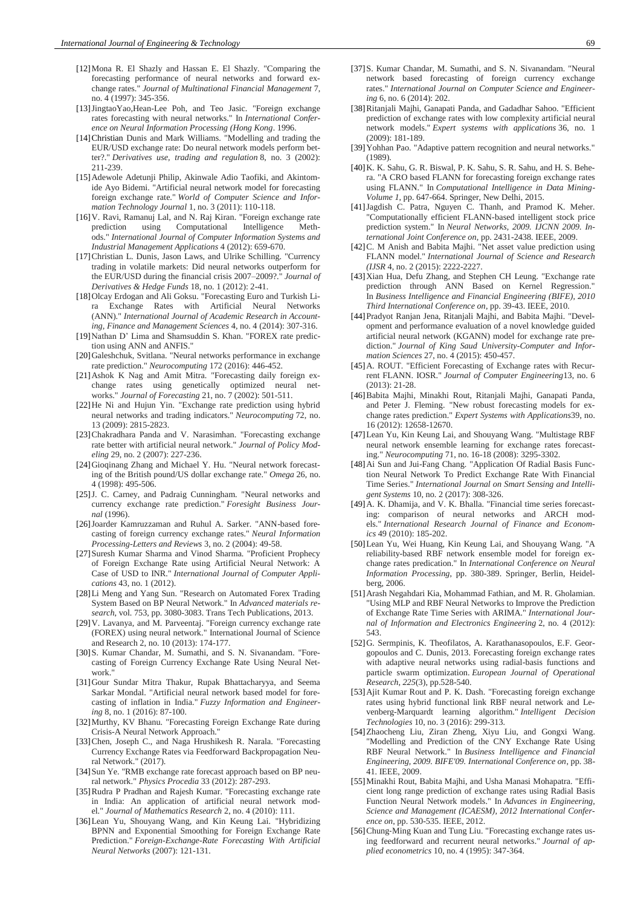[12] Mona R. El Shazly and Hassan E. El Shazly. "Comparing the forecasting performance of neural networks and forward exchange rates." *Journal of Multinational Financial Management* 7, no. 4 (1997): 345-356.

[13] JingtaoYao,Hean-Lee Poh, and Teo Jasic. "Foreign exchange rates forecasting with neural networks." In *International Conference on Neural Information Processing (Hong Kong*. 1996.

[14] Christian Dunis and Mark Williams. "Modelling and trading the EUR/USD exchange rate: Do neural network models perform better?." *Derivatives use, trading and regulation* 8, no. 3 (2002): 211-239.

[15] Adewole Adetunji Philip, Akinwale Adio Taofiki, and Akintomide Ayo Bidemi. "Artificial neural network model for forecasting foreign exchange rate." *World of Computer Science and Information Technology Journal* 1, no. 3 (2011): 110-118.

[16] V. Ravi, Ramanuj Lal, and N. Raj Kiran. "Foreign exchange rate prediction using Computational Intelligence Methods." *International Journal of Computer Information Systems and Industrial Management Applications* 4 (2012): 659-670.

[17] Christian L. Dunis, Jason Laws, and Ulrike Schilling. "Currency trading in volatile markets: Did neural networks outperform for the EUR/USD during the financial crisis 2007–2009?." *Journal of Derivatives & Hedge Funds* 18, no. 1 (2012): 2-41.

[18] Olcay Erdogan and Ali Goksu. "Forecasting Euro and Turkish Lira Exchange Rates with Artificial Neural Networks (ANN)." *International Journal of Academic Research in Accounting, Finance and Management Sciences* 4, no. 4 (2014): 307-316.

[19] Nathan D' Lima and Shamsuddin S. Khan. "FOREX rate prediction using ANN and ANFIS."

[20] Galeshchuk, Svitlana. "Neural networks performance in exchange rate prediction." *Neurocomputing* 172 (2016): 446-452.

[21] Ashok K Nag and Amit Mitra. "Forecasting daily foreign exchange rates using genetically optimized neural networks." *Journal of Forecasting* 21, no. 7 (2002): 501-511.

[22] He Ni and Hujun Yin. "Exchange rate prediction using hybrid neural networks and trading indicators." *Neurocomputing* 72, no. 13 (2009): 2815-2823.

[23] Chakradhara Panda and V. Narasimhan. "Forecasting exchange rate better with artificial neural network." *Journal of Policy Modeling* 29, no. 2 (2007): 227-236.

[24] Gioqinang Zhang and Michael Y. Hu. "Neural network forecasting of the British pound/US dollar exchange rate." *Omega* 26, no. 4 (1998): 495-506.

[25] J. C. Carney, and Padraig Cunningham. "Neural networks and currency exchange rate prediction." *Foresight Business Journal* (1996).

[26] Joarder Kamruzzaman and Ruhul A. Sarker. "ANN-based forecasting of foreign currency exchange rates." *Neural Information Processing-Letters and Reviews* 3, no. 2 (2004): 49-58.

[27] Suresh Kumar Sharma and Vinod Sharma. "Proficient Prophecy of Foreign Exchange Rate using Artificial Neural Network: A Case of USD to INR." *International Journal of Computer Applications* 43, no. 1 (2012).

[28] Li Meng and Yang Sun. "Research on Automated Forex Trading System Based on BP Neural Network." In *Advanced materials research*, vol. 753, pp. 3080-3083. Trans Tech Publications, 2013.

[29] V. Lavanya, and M. Parveentaj. "Foreign currency exchange rate (FOREX) using neural network." International Journal of Science and Research 2, no. 10 (2013): 174-177.

[30] S. Kumar Chandar, M. Sumathi, and S. N. Sivanandam. "Forecasting of Foreign Currency Exchange Rate Using Neural Network."

[31] Gour Sundar Mitra Thakur, Rupak Bhattacharyya, and Seema Sarkar Mondal. "Artificial neural network based model for forecasting of inflation in India." *Fuzzy Information and Engineering* 8, no. 1 (2016): 87-100.

[32] Murthy, KV Bhanu. "Forecasting Foreign Exchange Rate during Crisis-A Neural Network Approach."

[33] Chen, Joseph C., and Naga Hrushikesh R. Narala. "Forecasting Currency Exchange Rates via Feedforward Backpropagation Neural Network." (2017).

[34] Sun Ye. "RMB exchange rate forecast approach based on BP neural network." *Physics Procedia* 33 (2012): 287-293.

[35] Rudra P Pradhan and Rajesh Kumar. "Forecasting exchange rate in India: An application of artificial neural network model." *Journal of Mathematics Research* 2, no. 4 (2010): 111.

[36] Lean Yu, Shouyang Wang, and Kin Keung Lai. "Hybridizing BPNN and Exponential Smoothing for Foreign Exchange Rate Prediction." *Foreign-Exchange-Rate Forecasting With Artificial Neural Networks* (2007): 121-131.

[37] S. Kumar Chandar, M. Sumathi, and S. N. Sivanandam. "Neural network based forecasting of foreign currency exchange rates." *International Journal on Computer Science and Engineering* 6, no. 6 (2014): 202.

[38] Ritanjali Majhi, Ganapati Panda, and Gadadhar Sahoo. "Efficient prediction of exchange rates with low complexity artificial neural network models." *Expert systems with applications* 36, no. 1 (2009): 181-189.

[39] Yohhan Pao. "Adaptive pattern recognition and neural networks." (1989).

[40] K. K. Sahu, G. R. Biswal, P. K. Sahu, S. R. Sahu, and H. S. Behera. "A CRO based FLANN for forecasting foreign exchange rates using FLANN." In *Computational Intelligence in Data Mining-Volume 1*, pp. 647-664. Springer, New Delhi, 2015.

[41] Jagdish C. Patra, Nguyen C. Thanh, and Pramod K. Meher. "Computationally efficient FLANN-based intelligent stock price prediction system." In *Neural Networks, 2009. IJCNN 2009. International Joint Conference on*, pp. 2431-2438. IEEE, 2009.

[42] C. M Anish and Babita Majhi. "Net asset value prediction using FLANN model." *International Journal of Science and Research (IJSR* 4, no. 2 (2015): 2222-2227.

[43] Xian Hua, Defu Zhang, and Stephen CH Leung. "Exchange rate prediction through ANN Based on Kernel Regression." In *Business Intelligence and Financial Engineering (BIFE), 2010 Third International Conference on*, pp. 39-43. IEEE, 2010.

[44] Pradyot Ranjan Jena, Ritanjali Majhi, and Babita Majhi. "Development and performance evaluation of a novel knowledge guided artificial neural network (KGANN) model for exchange rate prediction." *Journal of King Saud University-Computer and Information Sciences* 27, no. 4 (2015): 450-457.

[45] A. ROUT. "Efficient Forecasting of Exchange rates with Recurrent FLANN. IOSR." *Journal of Computer Engineering*13, no. 6 (2013): 21-28.

[46] Babita Majhi, Minakhi Rout, Ritanjali Majhi, Ganapati Panda, and Peter J. Fleming. "New robust forecasting models for exchange rates prediction." *Expert Systems with Applications*39, no. 16 (2012): 12658-12670.

[47] Lean Yu, Kin Keung Lai, and Shouyang Wang. "Multistage RBF neural network ensemble learning for exchange rates forecasting." *Neurocomputing* 71, no. 16-18 (2008): 3295-3302.

[48] Ai Sun and Jui-Fang Chang. "Application Of Radial Basis Function Neural Network To Predict Exchange Rate With Financial Time Series." *International Journal on Smart Sensing and Intelligent Systems* 10, no. 2 (2017): 308-326.

[49] A. K. Dhamija, and V. K. Bhalla. "Financial time series forecasting: comparison of neural networks and ARCH models." *International Research Journal of Finance and Economics* 49 (2010): 185-202.

[50] Lean Yu, Wei Huang, Kin Keung Lai, and Shouyang Wang. "A reliability-based RBF network ensemble model for foreign exchange rates predication." In *International Conference on Neural Information Processing*, pp. 380-389. Springer, Berlin, Heidelberg, 2006.

[51] Arash Negahdari Kia, Mohammad Fathian, and M. R. Gholamian. "Using MLP and RBF Neural Networks to Improve the Prediction of Exchange Rate Time Series with ARIMA." *International Journal of Information and Electronics Engineering* 2, no. 4 (2012): 543.

[52] G. Sermpinis, K. Theofilatos, A. Karathanasopoulos, E.F. Georgopoulos and C. Dunis, 2013. Forecasting foreign exchange rates with adaptive neural networks using radial-basis functions and particle swarm optimization. *European Journal of Operational Research*, *225*(3), pp.528-540.

[53] Ajit Kumar Rout and P. K. Dash. "Forecasting foreign exchange rates using hybrid functional link RBF neural network and Levenberg-Marquardt learning algorithm." *Intelligent Decision Technologies* 10, no. 3 (2016): 299-313.

[54] Zhaocheng Liu, Ziran Zheng, Xiyu Liu, and Gongxi Wang. "Modelling and Prediction of the CNY Exchange Rate Using RBF Neural Network." In *Business Intelligence and Financial Engineering, 2009. BIFE'09. International Conference on*, pp. 38-41. IEEE, 2009.

[55] Minakhi Rout, Babita Majhi, and Usha Manasi Mohapatra. "Efficient long range prediction of exchange rates using Radial Basis Function Neural Network models." In *Advances in Engineering, Science and Management (ICAESM), 2012 International Conference on*, pp. 530-535. IEEE, 2012.

[56] Chung-Ming Kuan and Tung Liu. "Forecasting exchange rates using feedforward and recurrent neural networks." *Journal of applied econometrics* 10, no. 4 (1995): 347-364.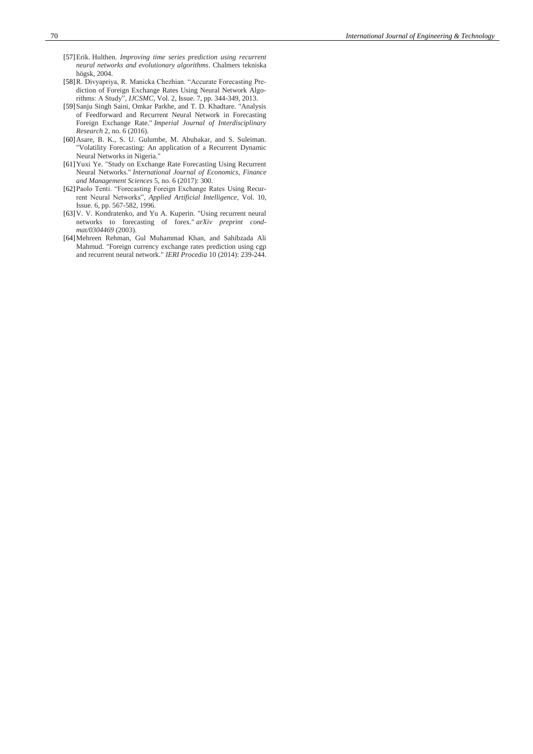[57] Erik. Hulthen. *Improving time series prediction using recurrent neural networks and evolutionary algorithms*. Chalmers tekniska högsk, 2004.

[58] R. Divyapriya, R. Manicka Chezhian. "Accurate Forecasting Prediction of Foreign Exchange Rates Using Neural Network Algorithms: A Study", *IJCSMC*, Vol. 2, Issue. 7, pp. 344-349, 2013.

[59] Sanju Singh Saini, Omkar Parkhe, and T. D. Khadtare. "Analysis of Feedforward and Recurrent Neural Network in Forecasting Foreign Exchange Rate." *Imperial Journal of Interdisciplinary Research* 2, no. 6 (2016).

[60] Asare, B. K., S. U. Gulumbe, M. Abubakar, and S. Suleiman. "Volatility Forecasting: An application of a Recurrent Dynamic Neural Networks in Nigeria."

[61] Yuxi Ye. "Study on Exchange Rate Forecasting Using Recurrent Neural Networks." *International Journal of Economics, Finance and Management Sciences* 5, no. 6 (2017): 300.

[62] Paolo Tenti. "Forecasting Foreign Exchange Rates Using Recurrent Neural Networks", *Applied Artificial Intelligence*, Vol. 10, Issue. 6, pp. 567-582, 1996.

[63] V. V. Kondratenko, and Yu A. Kuperin. "Using recurrent neural networks to forecasting of forex." *arXiv preprint cond-mat/0304469* (2003).

[64] Mehreen Rehman, Gul Muhammad Khan, and Sahibzada Ali Mahmud. "Foreign currency exchange rates prediction using cgp and recurrent neural network." *IERI Procedia* 10 (2014): 239-244.